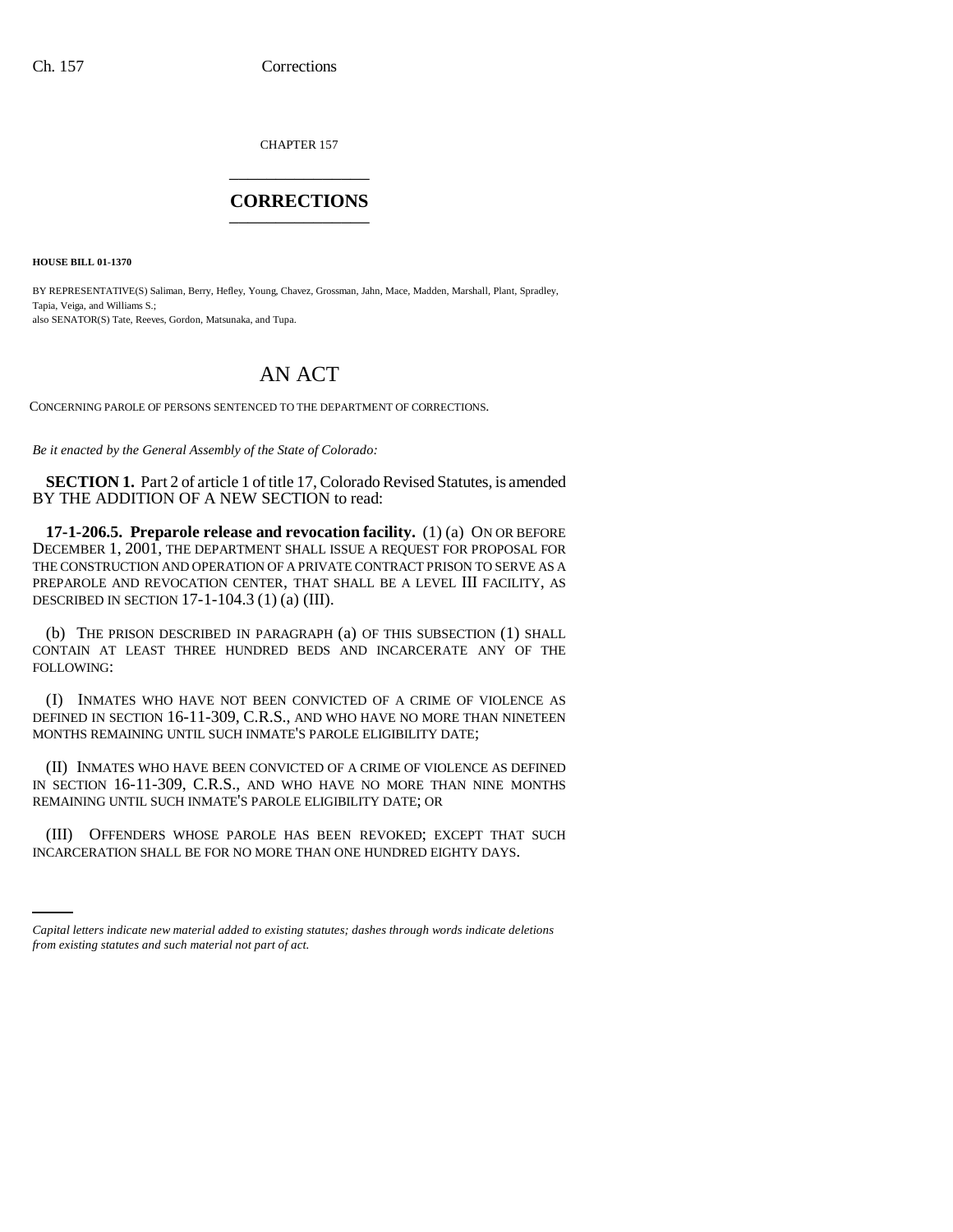CHAPTER 157

# CORRECTIONS

**HOUSE BILL 01-1370**

BY REPRESENTATIVE(S) Saliman, Berry, Hefley, Young, Chavez, Grossman, Jahn, Mace, Madden, Marshall, Plant, Spradley, Tapia, Veiga, and Williams S.;
also SENATOR(S) Tate, Reeves, Gordon, Matsunaka, and Tupa.

# AN ACT

CONCERNING PAROLE OF PERSONS SENTENCED TO THE DEPARTMENT OF CORRECTIONS.

*Be it enacted by the General Assembly of the State of Colorado:*

**SECTION 1.** Part 2 of article 1 of title 17, Colorado Revised Statutes, is amended BY THE ADDITION OF A NEW SECTION to read:

**17-1-206.5. Preparole release and revocation facility.** (1) (a) ON OR BEFORE DECEMBER 1, 2001, THE DEPARTMENT SHALL ISSUE A REQUEST FOR PROPOSAL FOR THE CONSTRUCTION AND OPERATION OF A PRIVATE CONTRACT PRISON TO SERVE AS A PREPAROLE AND REVOCATION CENTER, THAT SHALL BE A LEVEL III FACILITY, AS DESCRIBED IN SECTION 17-1-104.3 (1) (a) (III).

(b) THE PRISON DESCRIBED IN PARAGRAPH (a) OF THIS SUBSECTION (1) SHALL CONTAIN AT LEAST THREE HUNDRED BEDS AND INCARCERATE ANY OF THE FOLLOWING:

(I) INMATES WHO HAVE NOT BEEN CONVICTED OF A CRIME OF VIOLENCE AS DEFINED IN SECTION 16-11-309, C.R.S., AND WHO HAVE NO MORE THAN NINETEEN MONTHS REMAINING UNTIL SUCH INMATE'S PAROLE ELIGIBILITY DATE;

(II) INMATES WHO HAVE BEEN CONVICTED OF A CRIME OF VIOLENCE AS DEFINED IN SECTION 16-11-309, C.R.S., AND WHO HAVE NO MORE THAN NINE MONTHS REMAINING UNTIL SUCH INMATE'S PAROLE ELIGIBILITY DATE; OR

(III) OFFENDERS WHOSE PAROLE HAS BEEN REVOKED; EXCEPT THAT SUCH INCARCERATION SHALL BE FOR NO MORE THAN ONE HUNDRED EIGHTY DAYS.

*Capital letters indicate new material added to existing statutes; dashes through words indicate deletions from existing statutes and such material not part of act.*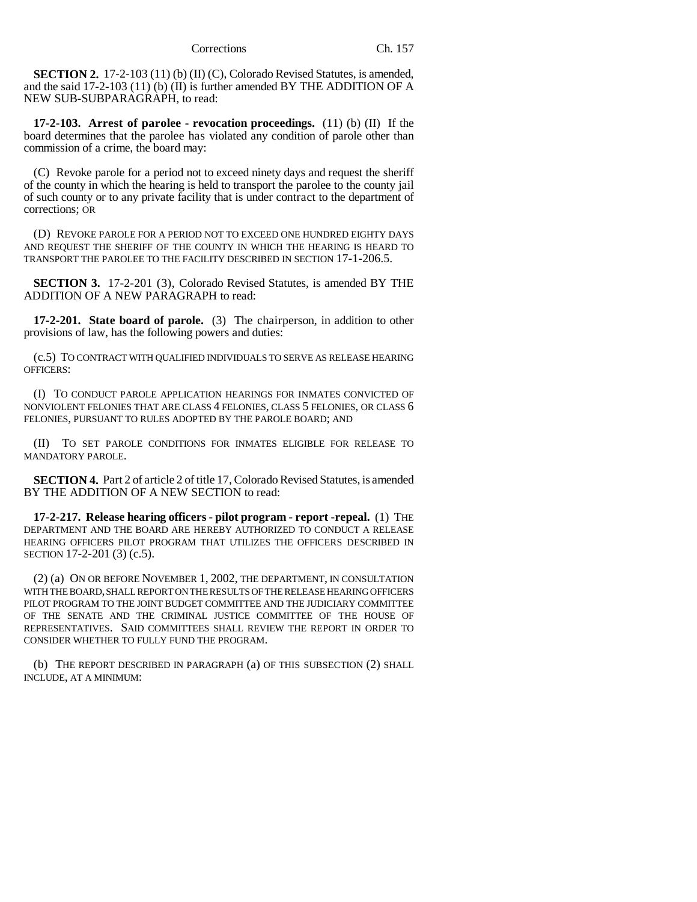**SECTION 2.** 17-2-103 (11) (b) (II) (C), Colorado Revised Statutes, is amended, and the said 17-2-103 (11) (b) (II) is further amended BY THE ADDITION OF A NEW SUB-SUBPARAGRAPH, to read:

**17-2-103. Arrest of parolee - revocation proceedings.** (11) (b) (II) If the board determines that the parolee has violated any condition of parole other than commission of a crime, the board may:

(C) Revoke parole for a period not to exceed ninety days and request the sheriff of the county in which the hearing is held to transport the parolee to the county jail of such county or to any private facility that is under contract to the department of corrections; OR

(D) REVOKE PAROLE FOR A PERIOD NOT TO EXCEED ONE HUNDRED EIGHTY DAYS AND REQUEST THE SHERIFF OF THE COUNTY IN WHICH THE HEARING IS HEARD TO TRANSPORT THE PAROLEE TO THE FACILITY DESCRIBED IN SECTION 17-1-206.5.

**SECTION 3.** 17-2-201 (3), Colorado Revised Statutes, is amended BY THE ADDITION OF A NEW PARAGRAPH to read:

**17-2-201. State board of parole.** (3) The chairperson, in addition to other provisions of law, has the following powers and duties:

(c.5) TO CONTRACT WITH QUALIFIED INDIVIDUALS TO SERVE AS RELEASE HEARING OFFICERS:

(I) TO CONDUCT PAROLE APPLICATION HEARINGS FOR INMATES CONVICTED OF NONVIOLENT FELONIES THAT ARE CLASS 4 FELONIES, CLASS 5 FELONIES, OR CLASS 6 FELONIES, PURSUANT TO RULES ADOPTED BY THE PAROLE BOARD; AND

(II) TO SET PAROLE CONDITIONS FOR INMATES ELIGIBLE FOR RELEASE TO MANDATORY PAROLE.

**SECTION 4.** Part 2 of article 2 of title 17, Colorado Revised Statutes, is amended BY THE ADDITION OF A NEW SECTION to read:

**17-2-217. Release hearing officers - pilot program - report -repeal.** (1) THE DEPARTMENT AND THE BOARD ARE HEREBY AUTHORIZED TO CONDUCT A RELEASE HEARING OFFICERS PILOT PROGRAM THAT UTILIZES THE OFFICERS DESCRIBED IN SECTION 17-2-201 (3) (c.5).

(2) (a) ON OR BEFORE NOVEMBER 1, 2002, THE DEPARTMENT, IN CONSULTATION WITH THE BOARD, SHALL REPORT ON THE RESULTS OF THE RELEASE HEARING OFFICERS PILOT PROGRAM TO THE JOINT BUDGET COMMITTEE AND THE JUDICIARY COMMITTEE OF THE SENATE AND THE CRIMINAL JUSTICE COMMITTEE OF THE HOUSE OF REPRESENTATIVES. SAID COMMITTEES SHALL REVIEW THE REPORT IN ORDER TO CONSIDER WHETHER TO FULLY FUND THE PROGRAM.

(b) THE REPORT DESCRIBED IN PARAGRAPH (a) OF THIS SUBSECTION (2) SHALL INCLUDE, AT A MINIMUM: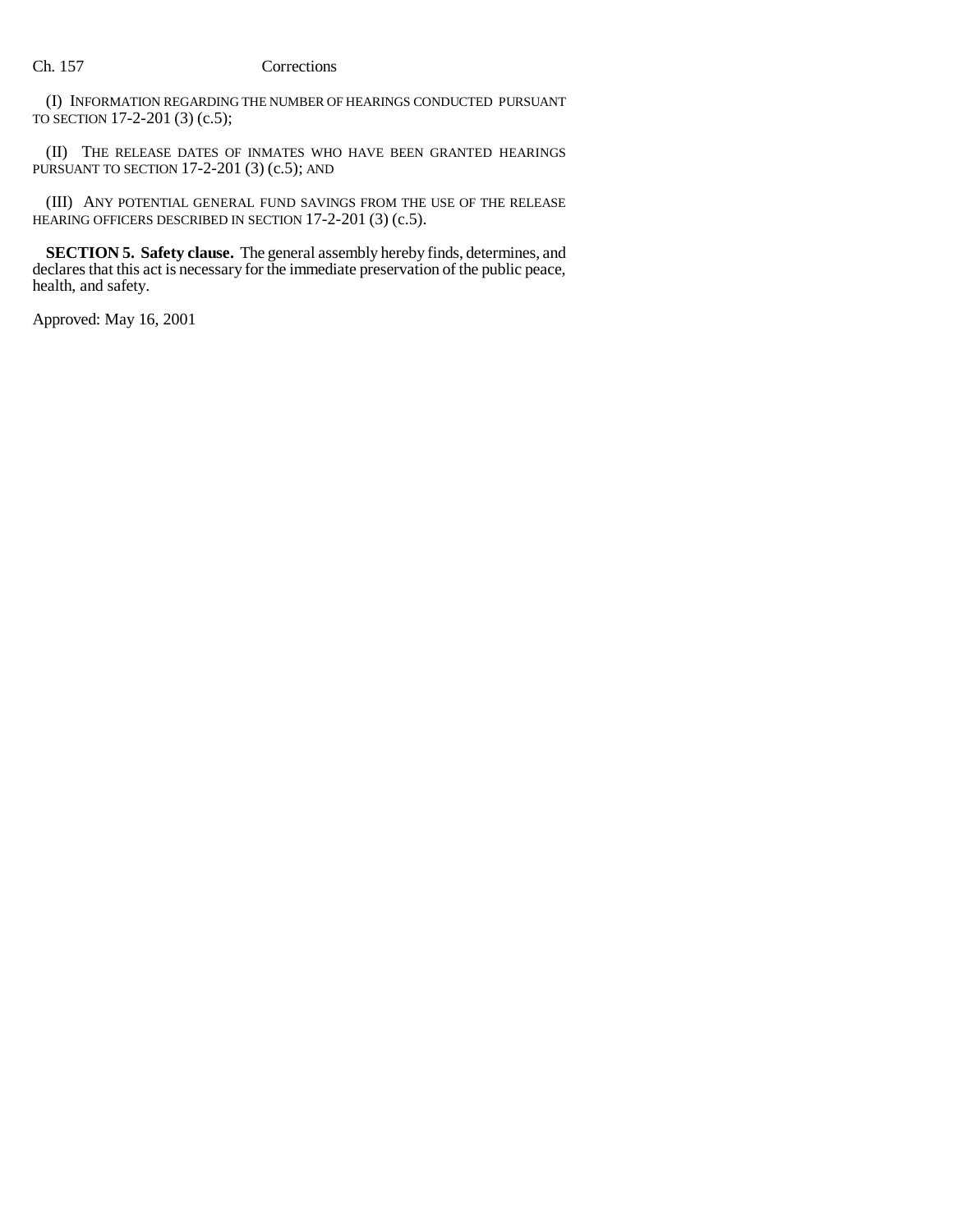(I) INFORMATION REGARDING THE NUMBER OF HEARINGS CONDUCTED PURSUANT TO SECTION 17-2-201 (3) (c.5);

(II) THE RELEASE DATES OF INMATES WHO HAVE BEEN GRANTED HEARINGS PURSUANT TO SECTION 17-2-201 (3) (c.5); AND

(III) ANY POTENTIAL GENERAL FUND SAVINGS FROM THE USE OF THE RELEASE HEARING OFFICERS DESCRIBED IN SECTION 17-2-201 (3) (c.5).

**SECTION 5. Safety clause.** The general assembly hereby finds, determines, and declares that this act is necessary for the immediate preservation of the public peace, health, and safety.

Approved: May 16, 2001